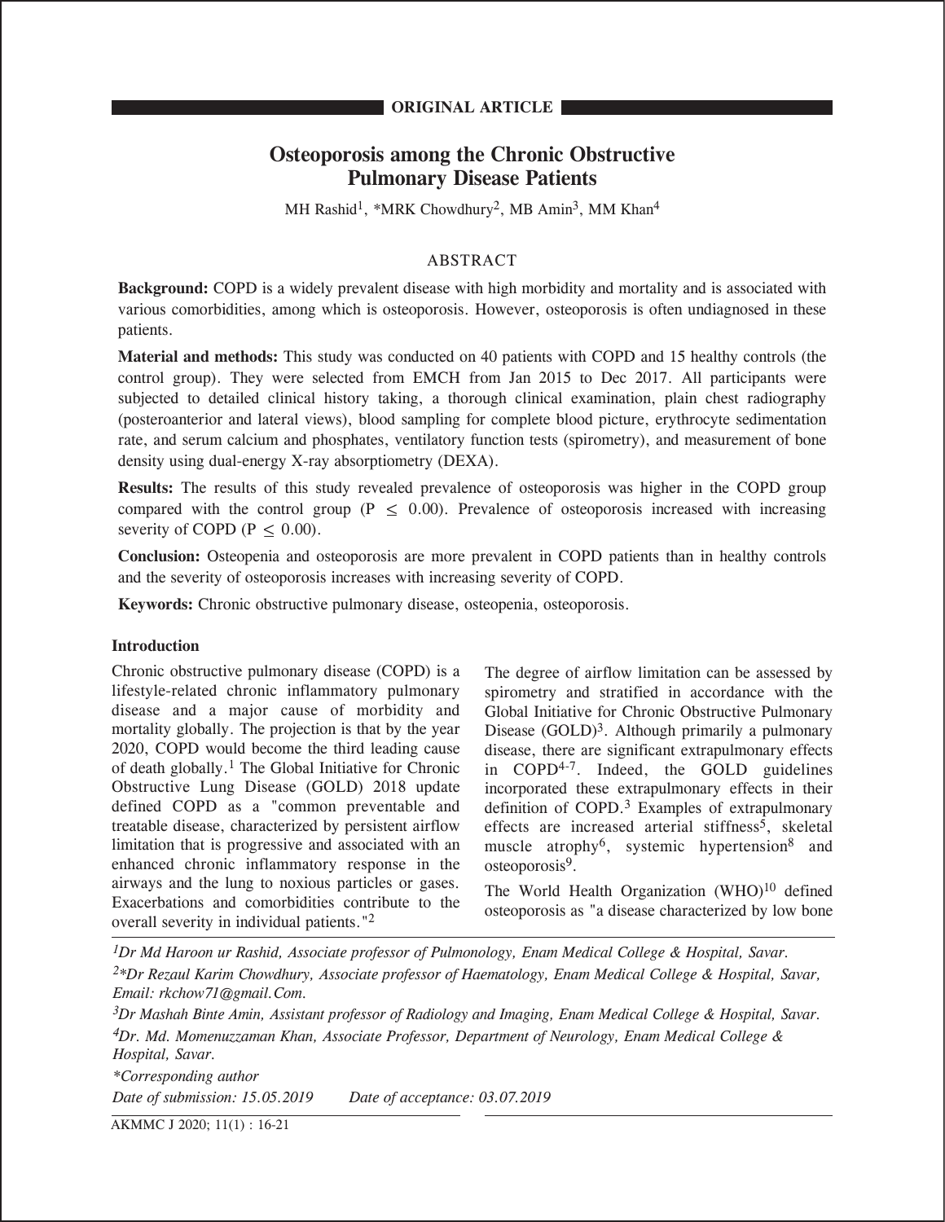**ORIGINAL ARTICLE**

# Osteoporosis among the Chronic Obstructive Pulmonary Disease Patients

MH Rashid[1], *MRK Chowdhury[2], MB Amin[3], MM Khan[4]

## ABSTRACT

**Background:** COPD is a widely prevalent disease with high morbidity and mortality and is associated with various comorbidities, among which is osteoporosis. However, osteoporosis is often undiagnosed in these patients.

**Material and methods:** This study was conducted on 40 patients with COPD and 15 healthy controls (the control group). They were selected from EMCH from Jan 2015 to Dec 2017. All participants were subjected to detailed clinical history taking, a thorough clinical examination, plain chest radiography (posteroanterior and lateral views), blood sampling for complete blood picture, erythrocyte sedimentation rate, and serum calcium and phosphates, ventilatory function tests (spirometry), and measurement of bone density using dual-energy X-ray absorptiometry (DEXA).

**Results:** The results of this study revealed prevalence of osteoporosis was higher in the COPD group compared with the control group ($P \leq 0.00$). Prevalence of osteoporosis increased with increasing severity of COPD ($P \leq 0.00$).

**Conclusion:** Osteopenia and osteoporosis are more prevalent in COPD patients than in healthy controls and the severity of osteoporosis increases with increasing severity of COPD.

**Keywords:** Chronic obstructive pulmonary disease, osteopenia, osteoporosis.

## Introduction

Chronic obstructive pulmonary disease (COPD) is a lifestyle-related chronic inflammatory pulmonary disease and a major cause of morbidity and mortality globally. The projection is that by the year 2020, COPD would become the third leading cause of death globally.[1] The Global Initiative for Chronic Obstructive Lung Disease (GOLD) 2018 update defined COPD as a "common preventable and treatable disease, characterized by persistent airflow limitation that is progressive and associated with an enhanced chronic inflammatory response in the airways and the lung to noxious particles or gases. Exacerbations and comorbidities contribute to the overall severity in individual patients."[2]

The degree of airflow limitation can be assessed by spirometry and stratified in accordance with the Global Initiative for Chronic Obstructive Pulmonary Disease (GOLD)[3]. Although primarily a pulmonary disease, there are significant extrapulmonary effects in COPD[4-7]. Indeed, the GOLD guidelines incorporated these extrapulmonary effects in their definition of COPD.[3] Examples of extrapulmonary effects are increased arterial stiffness[5], skeletal muscle atrophy[6], systemic hypertension[8] and osteoporosis[9].

The World Health Organization (WHO)[10] defined osteoporosis as "a disease characterized by low bone

---

*[1]Dr Md Haroon ur Rashid, Associate professor of Pulmonology, Enam Medical College & Hospital, Savar.*

*[2]\*Dr Rezaul Karim Chowdhury, Associate professor of Haematology, Enam Medical College & Hospital, Savar, Email: rkchow71@gmail.Com.*

*[3]Dr Mashah Binte Amin, Assistant professor of Radiology and Imaging, Enam Medical College & Hospital, Savar.*

*[4]Dr. Md. Momenuzzaman Khan, Associate Professor, Department of Neurology, Enam Medical College & Hospital, Savar.*

*\*Corresponding author*

*Date of submission: 15.05.2019 Date of acceptance: 03.07.2019*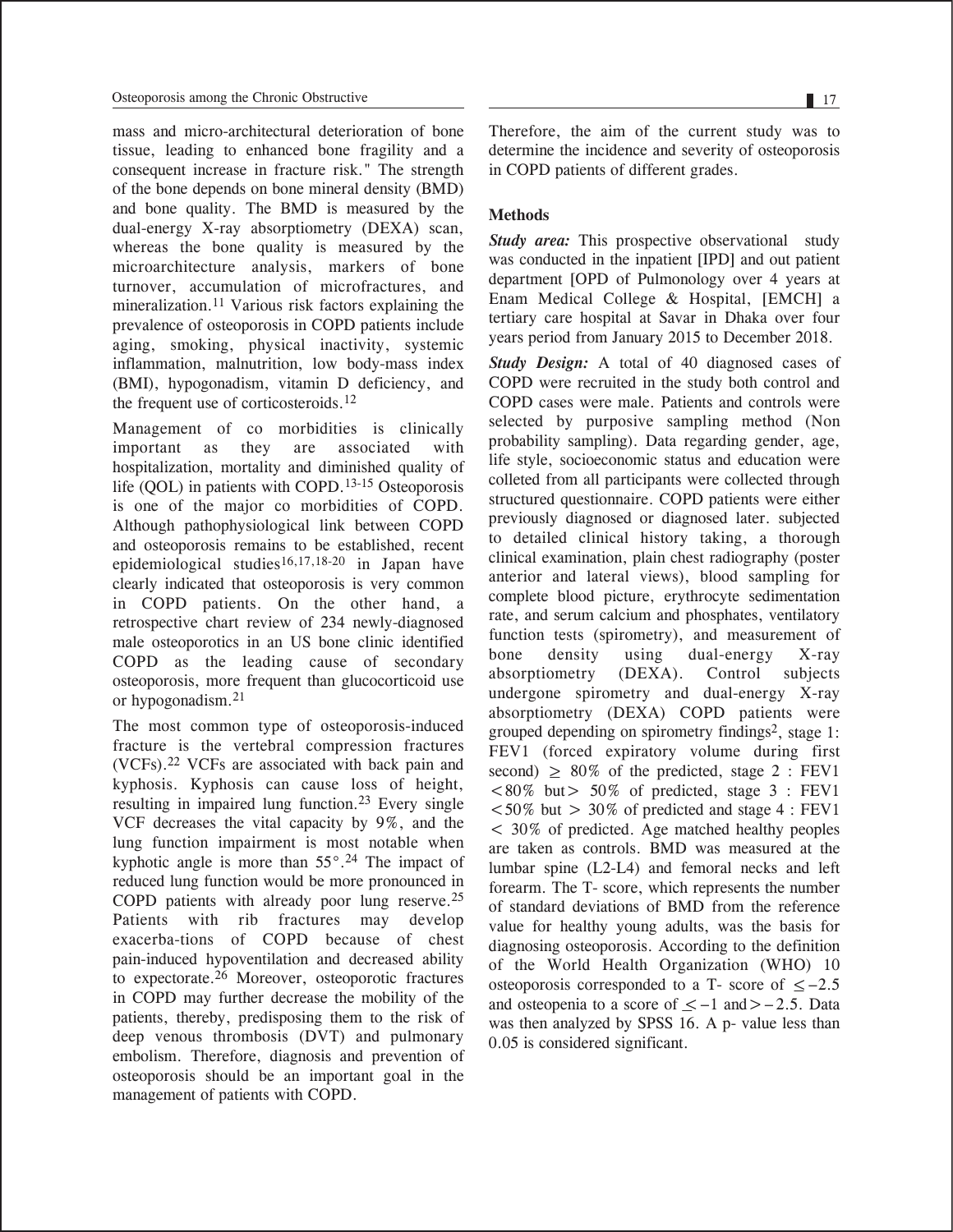mass and micro-architectural deterioration of bone tissue, leading to enhanced bone fragility and a consequent increase in fracture risk." The strength of the bone depends on bone mineral density (BMD) and bone quality. The BMD is measured by the dual-energy X-ray absorptiometry (DEXA) scan, whereas the bone quality is measured by the microarchitecture analysis, markers of bone turnover, accumulation of microfractures, and mineralization.[11] Various risk factors explaining the prevalence of osteoporosis in COPD patients include aging, smoking, physical inactivity, systemic inflammation, malnutrition, low body-mass index (BMI), hypogonadism, vitamin D deficiency, and the frequent use of corticosteroids.[12]

Management of co morbidities is clinically important as they are associated with hospitalization, mortality and diminished quality of life (QOL) in patients with COPD.[13-15] Osteoporosis is one of the major co morbidities of COPD. Although pathophysiological link between COPD and osteoporosis remains to be established, recent epidemiological studies[16,17,18-20] in Japan have clearly indicated that osteoporosis is very common in COPD patients. On the other hand, a retrospective chart review of 234 newly-diagnosed male osteoporotics in an US bone clinic identified COPD as the leading cause of secondary osteoporosis, more frequent than glucocorticoid use or hypogonadism.[21]

The most common type of osteoporosis-induced fracture is the vertebral compression fractures (VCFs).[22] VCFs are associated with back pain and kyphosis. Kyphosis can cause loss of height, resulting in impaired lung function.[23] Every single VCF decreases the vital capacity by 9%, and the lung function impairment is most notable when kyphotic angle is more than 55°.[24] The impact of reduced lung function would be more pronounced in COPD patients with already poor lung reserve.[25] Patients with rib fractures may develop exacerba-tions of COPD because of chest pain-induced hypoventilation and decreased ability to expectorate.[26] Moreover, osteoporotic fractures in COPD may further decrease the mobility of the patients, thereby, predisposing them to the risk of deep venous thrombosis (DVT) and pulmonary embolism. Therefore, diagnosis and prevention of osteoporosis should be an important goal in the management of patients with COPD.

Therefore, the aim of the current study was to determine the incidence and severity of osteoporosis in COPD patients of different grades.

## Methods

***Study area:*** This prospective observational study was conducted in the inpatient [IPD] and out patient department [OPD of Pulmonology over 4 years at Enam Medical College & Hospital, [EMCH] a tertiary care hospital at Savar in Dhaka over four years period from January 2015 to December 2018.

***Study Design:*** A total of 40 diagnosed cases of COPD were recruited in the study both control and COPD cases were male. Patients and controls were selected by purposive sampling method (Non probability sampling). Data regarding gender, age, life style, socioeconomic status and education were colleted from all participants were collected through structured questionnaire. COPD patients were either previously diagnosed or diagnosed later. subjected to detailed clinical history taking, a thorough clinical examination, plain chest radiography (poster anterior and lateral views), blood sampling for complete blood picture, erythrocyte sedimentation rate, and serum calcium and phosphates, ventilatory function tests (spirometry), and measurement of bone density using dual-energy X-ray absorptiometry (DEXA). Control subjects undergone spirometry and dual-energy X-ray absorptiometry (DEXA) COPD patients were grouped depending on spirometry findings[2], stage 1: FEV1 (forced expiratory volume during first second) $\geq$ 80% of the predicted, stage 2 : FEV1 <80% but> 50% of predicted, stage 3 : FEV1 <50% but > 30% of predicted and stage 4 : FEV1 < 30% of predicted. Age matched healthy peoples are taken as controls. BMD was measured at the lumbar spine (L2-L4) and femoral necks and left forearm. The T- score, which represents the number of standard deviations of BMD from the reference value for healthy young adults, was the basis for diagnosing osteoporosis. According to the definition of the World Health Organization (WHO) 10 osteoporosis corresponded to a T- score of $\leq -2.5$ and osteopenia to a score of $\leq -1$ and $> -2.5$. Data was then analyzed by SPSS 16. A p- value less than 0.05 is considered significant.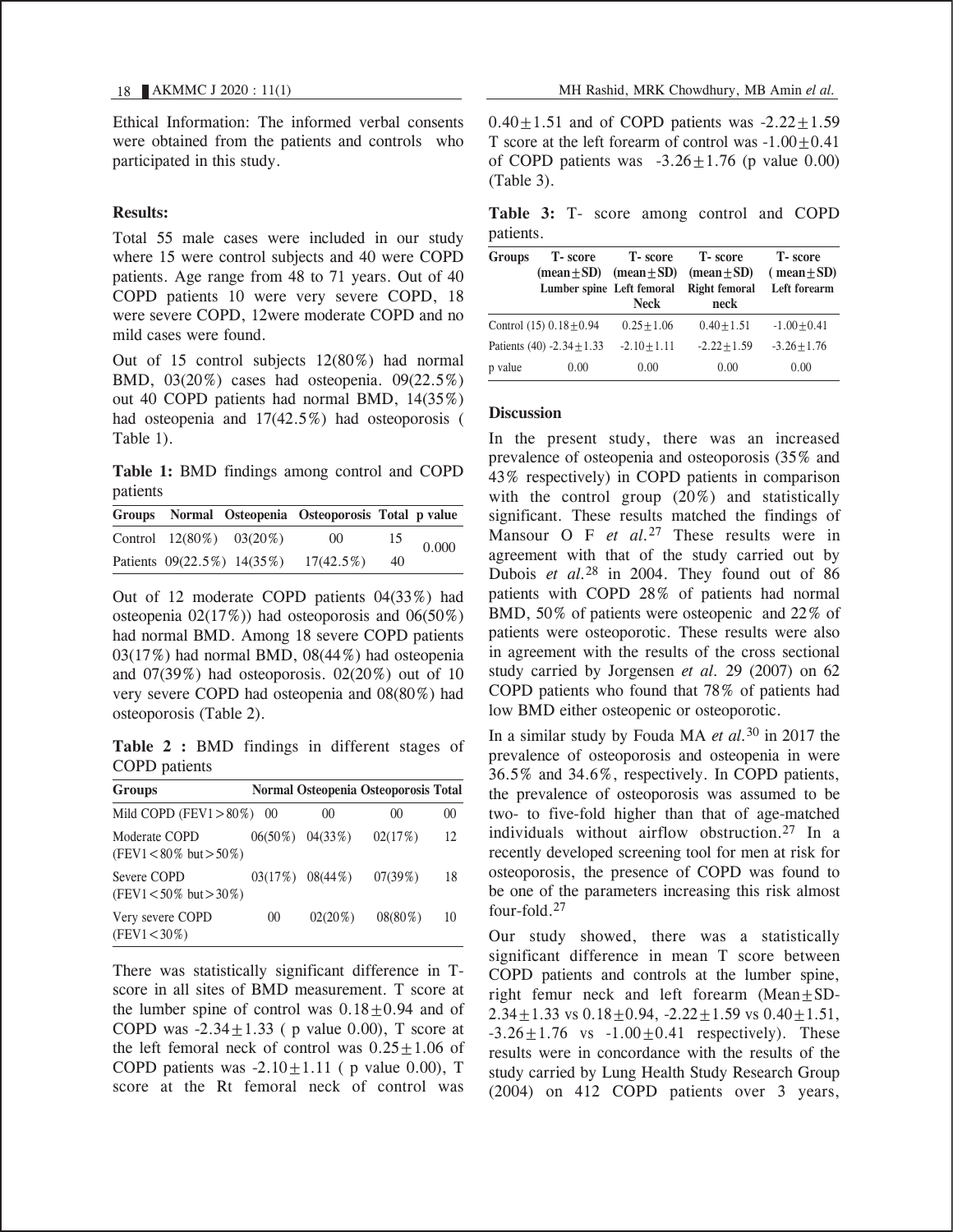Ethical Information: The informed verbal consents were obtained from the patients and controls who participated in this study.

**Results:**

Total 55 male cases were included in our study where 15 were control subjects and 40 were COPD patients. Age range from 48 to 71 years. Out of 40 COPD patients 10 were very severe COPD, 18 were severe COPD, 12were moderate COPD and no mild cases were found.

Out of 15 control subjects 12(80%) had normal BMD, 03(20%) cases had osteopenia. 09(22.5%) out 40 COPD patients had normal BMD, 14(35%) had osteopenia and 17(42.5%) had osteoporosis ( Table 1).

**Table 1:** BMD findings among control and COPD patients

| Groups | Normal | Osteopenia | Osteoporosis | Total | p value |
|---|---|---|---|---|---|
| Control | 12(80%) | 03(20%) | 00 | 15 | 0.000 |
| Patients | 09(22.5%) | 14(35%) | 17(42.5%) | 40 | |

Out of 12 moderate COPD patients 04(33%) had osteopenia 02(17%)) had osteoporosis and 06(50%) had normal BMD. Among 18 severe COPD patients 03(17%) had normal BMD, 08(44%) had osteopenia and 07(39%) had osteoporosis. 02(20%) out of 10 very severe COPD had osteopenia and 08(80%) had osteoporosis (Table 2).

**Table 2 :** BMD findings in different stages of COPD patients

| Groups | Normal | Osteopenia | Osteoporosis | Total |
|---|---|---|---|---|
| Mild COPD (FEV1>80%) | 00 | 00 | 00 | 00 |
| Moderate COPD (FEV1<80% but>50%) | 06(50%) | 04(33%) | 02(17%) | 12 |
| Severe COPD (FEV1<50% but>30%) | 03(17%) | 08(44%) | 07(39%) | 18 |
| Very severe COPD (FEV1<30%) | 00 | 02(20%) | 08(80%) | 10 |

There was statistically significant difference in T-score in all sites of BMD measurement. T score at the lumber spine of control was $0.18 \pm 0.94$ and of COPD was $-2.34 \pm 1.33$ ( p value 0.00), T score at the left femoral neck of control was $0.25 \pm 1.06$ of COPD patients was $-2.10 \pm 1.11$ ( p value 0.00), T score at the Rt femoral neck of control was $0.40 \pm 1.51$ and of COPD patients was $-2.22 \pm 1.59$ T score at the left forearm of control was $-1.00 \pm 0.41$ of COPD patients was $-3.26 \pm 1.76$ (p value 0.00) (Table 3).

**Table 3:** T- score among control and COPD patients.

| Groups | T- score (mean±SD) Lumber spine | T- score (mean±SD) Left femoral Neck | T- score (mean±SD) Right femoral neck | T- score ( mean±SD) Left forearm |
|---|---|---|---|---|
| Control (15) | $0.18 \pm 0.94$ | $0.25 \pm 1.06$ | $0.40 \pm 1.51$ | $-1.00 \pm 0.41$ |
| Patients (40) | $-2.34 \pm 1.33$ | $-2.10 \pm 1.11$ | $-2.22 \pm 1.59$ | $-3.26 \pm 1.76$ |
| p value | 0.00 | 0.00 | 0.00 | 0.00 |

**Discussion**

In the present study, there was an increased prevalence of osteopenia and osteoporosis (35% and 43% respectively) in COPD patients in comparison with the control group (20%) and statistically significant. These results matched the findings of Mansour O F *et al.*[27] These results were in agreement with that of the study carried out by Dubois *et al.*[28] in 2004. They found out of 86 patients with COPD 28% of patients had normal BMD, 50% of patients were osteopenic and 22% of patients were osteoporotic. These results were also in agreement with the results of the cross sectional study carried by Jorgensen *et al.* 29 (2007) on 62 COPD patients who found that 78% of patients had low BMD either osteopenic or osteoporotic.

In a similar study by Fouda MA *et al.*[30] in 2017 the prevalence of osteoporosis and osteopenia in were 36.5% and 34.6%, respectively. In COPD patients, the prevalence of osteoporosis was assumed to be two- to five-fold higher than that of age-matched individuals without airflow obstruction.[27] In a recently developed screening tool for men at risk for osteoporosis, the presence of COPD was found to be one of the parameters increasing this risk almost four-fold.[27]

Our study showed, there was a statistically significant difference in mean T score between COPD patients and controls at the lumber spine, right femur neck and left forearm (Mean±SD- $2.34 \pm 1.33$ vs $0.18 \pm 0.94$, $-2.22 \pm 1.59$ vs $0.40 \pm 1.51$, $-3.26 \pm 1.76$ vs $-1.00 \pm 0.41$ respectively). These results were in concordance with the results of the study carried by Lung Health Study Research Group (2004) on 412 COPD patients over 3 years,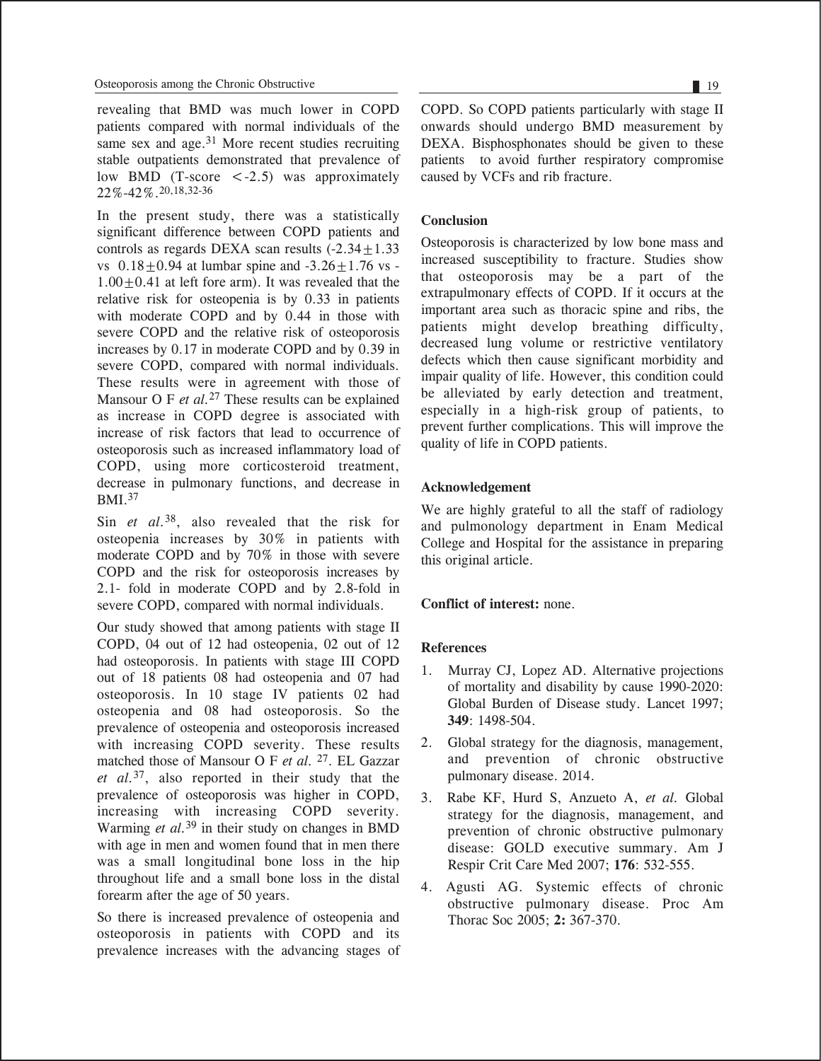revealing that BMD was much lower in COPD patients compared with normal individuals of the same sex and age.[31] More recent studies recruiting stable outpatients demonstrated that prevalence of low BMD (T-score $<$-2.5) was approximately 22%-42%.[20,18,32-36]

In the present study, there was a statistically significant difference between COPD patients and controls as regards DEXA scan results ($-2.34 \pm 1.33$ vs $0.18 \pm 0.94$ at lumbar spine and $-3.26 \pm 1.76$ vs $-1.00 \pm 0.41$ at left fore arm). It was revealed that the relative risk for osteopenia is by 0.33 in patients with moderate COPD and by 0.44 in those with severe COPD and the relative risk of osteoporosis increases by 0.17 in moderate COPD and by 0.39 in severe COPD, compared with normal individuals. These results were in agreement with those of Mansour O F *et al.*[27] These results can be explained as increase in COPD degree is associated with increase of risk factors that lead to occurrence of osteoporosis such as increased inflammatory load of COPD, using more corticosteroid treatment, decrease in pulmonary functions, and decrease in BMI.[37]

Sin *et al.*[38], also revealed that the risk for osteopenia increases by 30% in patients with moderate COPD and by 70% in those with severe COPD and the risk for osteoporosis increases by 2.1- fold in moderate COPD and by 2.8-fold in severe COPD, compared with normal individuals.

Our study showed that among patients with stage II COPD, 04 out of 12 had osteopenia, 02 out of 12 had osteoporosis. In patients with stage III COPD out of 18 patients 08 had osteopenia and 07 had osteoporosis. In 10 stage IV patients 02 had osteopenia and 08 had osteoporosis. So the prevalence of osteopenia and osteoporosis increased with increasing COPD severity. These results matched those of Mansour O F *et al.* [27]. EL Gazzar *et al.*[37], also reported in their study that the prevalence of osteoporosis was higher in COPD, increasing with increasing COPD severity. Warming *et al.*[39] in their study on changes in BMD with age in men and women found that in men there was a small longitudinal bone loss in the hip throughout life and a small bone loss in the distal forearm after the age of 50 years.

So there is increased prevalence of osteopenia and osteoporosis in patients with COPD and its prevalence increases with the advancing stages of COPD. So COPD patients particularly with stage II onwards should undergo BMD measurement by DEXA. Bisphosphonates should be given to these patients to avoid further respiratory compromise caused by VCFs and rib fracture.

## Conclusion

Osteoporosis is characterized by low bone mass and increased susceptibility to fracture. Studies show that osteoporosis may be a part of the extrapulmonary effects of COPD. If it occurs at the important area such as thoracic spine and ribs, the patients might develop breathing difficulty, decreased lung volume or restrictive ventilatory defects which then cause significant morbidity and impair quality of life. However, this condition could be alleviated by early detection and treatment, especially in a high-risk group of patients, to prevent further complications. This will improve the quality of life in COPD patients.

## Acknowledgement

We are highly grateful to all the staff of radiology and pulmonology department in Enam Medical College and Hospital for the assistance in preparing this original article.

**Conflict of interest:** none.

## References

1. Murray CJ, Lopez AD. Alternative projections of mortality and disability by cause 1990-2020: Global Burden of Disease study. Lancet 1997; **349**: 1498-504.
2. Global strategy for the diagnosis, management, and prevention of chronic obstructive pulmonary disease. 2014.
3. Rabe KF, Hurd S, Anzueto A, *et al.* Global strategy for the diagnosis, management, and prevention of chronic obstructive pulmonary disease: GOLD executive summary. Am J Respir Crit Care Med 2007; **176**: 532-555.
4. Agusti AG. Systemic effects of chronic obstructive pulmonary disease. Proc Am Thorac Soc 2005; **2:** 367-370.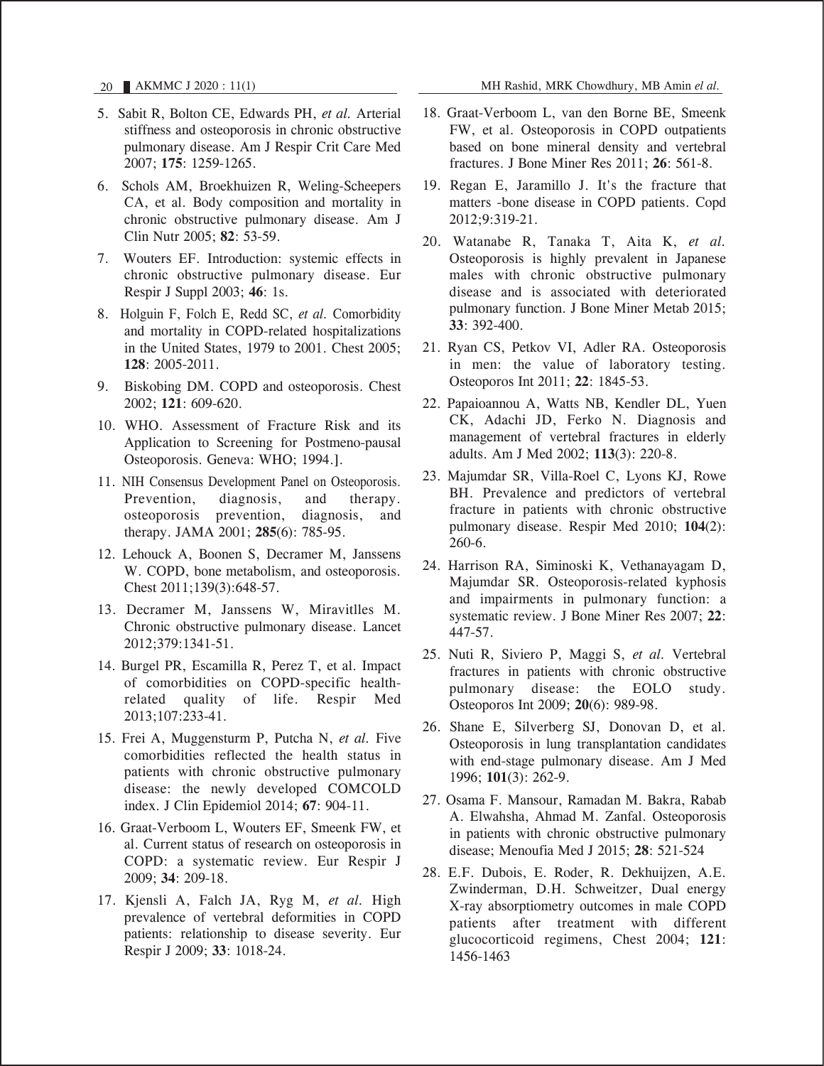5. Sabit R, Bolton CE, Edwards PH, *et al.* Arterial stiffness and osteoporosis in chronic obstructive pulmonary disease. Am J Respir Crit Care Med 2007; **175**: 1259-1265.

6. Schols AM, Broekhuizen R, Weling-Scheepers CA, et al. Body composition and mortality in chronic obstructive pulmonary disease. Am J Clin Nutr 2005; **82**: 53-59.

7. Wouters EF. Introduction: systemic effects in chronic obstructive pulmonary disease. Eur Respir J Suppl 2003; **46**: 1s.

8. Holguin F, Folch E, Redd SC, *et al.* Comorbidity and mortality in COPD-related hospitalizations in the United States, 1979 to 2001. Chest 2005; **128**: 2005-2011.

9. Biskobing DM. COPD and osteoporosis. Chest 2002; **121**: 609-620.

10. WHO. Assessment of Fracture Risk and its Application to Screening for Postmeno-pausal Osteoporosis. Geneva: WHO; 1994.].

11. NIH Consensus Development Panel on Osteoporosis. Prevention, diagnosis, and therapy. osteoporosis prevention, diagnosis, and therapy. JAMA 2001; **285**(6): 785-95.

12. Lehouck A, Boonen S, Decramer M, Janssens W. COPD, bone metabolism, and osteoporosis. Chest 2011;139(3):648-57.

13. Decramer M, Janssens W, Miravitlles M. Chronic obstructive pulmonary disease. Lancet 2012;379:1341-51.

14. Burgel PR, Escamilla R, Perez T, et al. Impact of comorbidities on COPD-specific health-related quality of life. Respir Med 2013;107:233-41.

15. Frei A, Muggensturm P, Putcha N, *et al.* Five comorbidities reflected the health status in patients with chronic obstructive pulmonary disease: the newly developed COMCOLD index. J Clin Epidemiol 2014; **67**: 904-11.

16. Graat-Verboom L, Wouters EF, Smeenk FW, et al. Current status of research on osteoporosis in COPD: a systematic review. Eur Respir J 2009; **34**: 209-18.

17. Kjensli A, Falch JA, Ryg M, *et al.* High prevalence of vertebral deformities in COPD patients: relationship to disease severity. Eur Respir J 2009; **33**: 1018-24.

18. Graat-Verboom L, van den Borne BE, Smeenk FW, et al. Osteoporosis in COPD outpatients based on bone mineral density and vertebral fractures. J Bone Miner Res 2011; **26**: 561-8.

19. Regan E, Jaramillo J. It's the fracture that matters -bone disease in COPD patients. Copd 2012;9:319-21.

20. Watanabe R, Tanaka T, Aita K, *et al.* Osteoporosis is highly prevalent in Japanese males with chronic obstructive pulmonary disease and is associated with deteriorated pulmonary function. J Bone Miner Metab 2015; **33**: 392-400.

21. Ryan CS, Petkov VI, Adler RA. Osteoporosis in men: the value of laboratory testing. Osteoporos Int 2011; **22**: 1845-53.

22. Papaioannou A, Watts NB, Kendler DL, Yuen CK, Adachi JD, Ferko N. Diagnosis and management of vertebral fractures in elderly adults. Am J Med 2002; **113**(3): 220-8.

23. Majumdar SR, Villa-Roel C, Lyons KJ, Rowe BH. Prevalence and predictors of vertebral fracture in patients with chronic obstructive pulmonary disease. Respir Med 2010; **104**(2): 260-6.

24. Harrison RA, Siminoski K, Vethanayagam D, Majumdar SR. Osteoporosis-related kyphosis and impairments in pulmonary function: a systematic review. J Bone Miner Res 2007; **22**: 447-57.

25. Nuti R, Siviero P, Maggi S, *et al.* Vertebral fractures in patients with chronic obstructive pulmonary disease: the EOLO study. Osteoporos Int 2009; **20**(6): 989-98.

26. Shane E, Silverberg SJ, Donovan D, et al. Osteoporosis in lung transplantation candidates with end-stage pulmonary disease. Am J Med 1996; **101**(3): 262-9.

27. Osama F. Mansour, Ramadan M. Bakra, Rabab A. Elwahsha, Ahmad M. Zanfal. Osteoporosis in patients with chronic obstructive pulmonary disease; Menoufia Med J 2015; **28**: 521-524

28. E.F. Dubois, E. Roder, R. Dekhuijzen, A.E. Zwinderman, D.H. Schweitzer, Dual energy X-ray absorptiometry outcomes in male COPD patients after treatment with different glucocorticoid regimens, Chest 2004; **121**: 1456-1463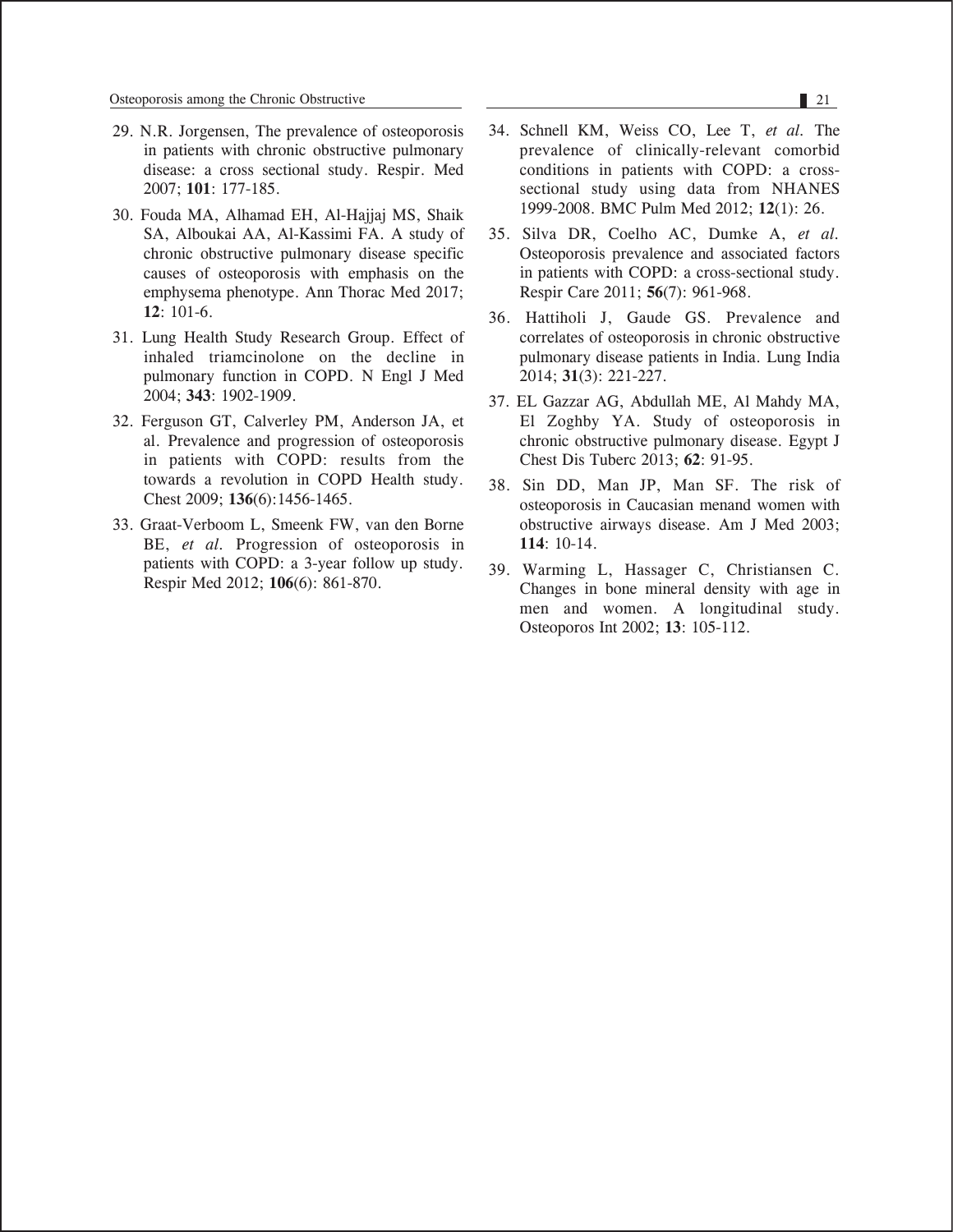29. N.R. Jorgensen, The prevalence of osteoporosis in patients with chronic obstructive pulmonary disease: a cross sectional study. Respir. Med 2007; **101**: 177-185.
30. Fouda MA, Alhamad EH, Al-Hajjaj MS, Shaik SA, Alboukai AA, Al-Kassimi FA. A study of chronic obstructive pulmonary disease specific causes of osteoporosis with emphasis on the emphysema phenotype. Ann Thorac Med 2017; **12**: 101-6.
31. Lung Health Study Research Group. Effect of inhaled triamcinolone on the decline in pulmonary function in COPD. N Engl J Med 2004; **343**: 1902-1909.
32. Ferguson GT, Calverley PM, Anderson JA, et al. Prevalence and progression of osteoporosis in patients with COPD: results from the towards a revolution in COPD Health study. Chest 2009; **136**(6):1456-1465.
33. Graat-Verboom L, Smeenk FW, van den Borne BE, *et al.* Progression of osteoporosis in patients with COPD: a 3-year follow up study. Respir Med 2012; **106**(6): 861-870.
34. Schnell KM, Weiss CO, Lee T, *et al.* The prevalence of clinically-relevant comorbid conditions in patients with COPD: a cross-sectional study using data from NHANES 1999-2008. BMC Pulm Med 2012; **12**(1): 26.
35. Silva DR, Coelho AC, Dumke A, *et al.* Osteoporosis prevalence and associated factors in patients with COPD: a cross-sectional study. Respir Care 2011; **56**(7): 961-968.
36. Hattiholi J, Gaude GS. Prevalence and correlates of osteoporosis in chronic obstructive pulmonary disease patients in India. Lung India 2014; **31**(3): 221-227.
37. EL Gazzar AG, Abdullah ME, Al Mahdy MA, El Zoghby YA. Study of osteoporosis in chronic obstructive pulmonary disease. Egypt J Chest Dis Tuberc 2013; **62**: 91-95.
38. Sin DD, Man JP, Man SF. The risk of osteoporosis in Caucasian menand women with obstructive airways disease. Am J Med 2003; **114**: 10-14.
39. Warming L, Hassager C, Christiansen C. Changes in bone mineral density with age in men and women. A longitudinal study. Osteoporos Int 2002; **13**: 105-112.